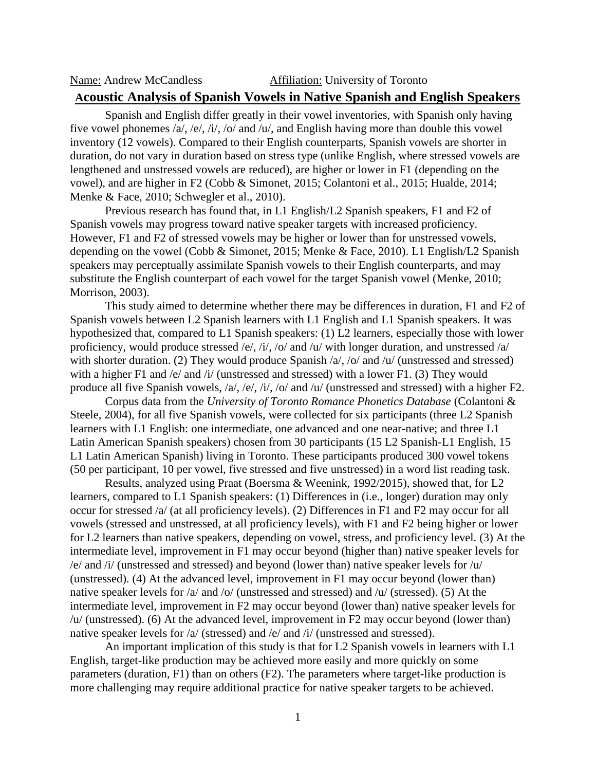Name: Andrew McCandless Affiliation: University of Toronto

# Acoustic Analysis of Spanish Vowels in Native Spanish and English Speakers

Spanish and English differ greatly in their vowel inventories, with Spanish only having five vowel phonemes /a/, /e/, /i/, /o/ and /u/, and English having more than double this vowel inventory (12 vowels). Compared to their English counterparts, Spanish vowels are shorter in duration, do not vary in duration based on stress type (unlike English, where stressed vowels are lengthened and unstressed vowels are reduced), are higher or lower in F1 (depending on the vowel), and are higher in F2 (Cobb & Simonet, 2015; Colantoni et al., 2015; Hualde, 2014; Menke & Face, 2010; Schwegler et al., 2010).

Previous research has found that, in L1 English/L2 Spanish speakers, F1 and F2 of Spanish vowels may progress toward native speaker targets with increased proficiency. However, F1 and F2 of stressed vowels may be higher or lower than for unstressed vowels, depending on the vowel (Cobb & Simonet, 2015; Menke & Face, 2010). L1 English/L2 Spanish speakers may perceptually assimilate Spanish vowels to their English counterparts, and may substitute the English counterpart of each vowel for the target Spanish vowel (Menke, 2010; Morrison, 2003).

This study aimed to determine whether there may be differences in duration, F1 and F2 of Spanish vowels between L2 Spanish learners with L1 English and L1 Spanish speakers. It was hypothesized that, compared to L1 Spanish speakers: (1) L2 learners, especially those with lower proficiency, would produce stressed /e/, /i/, /o/ and /u/ with longer duration, and unstressed /a/ with shorter duration. (2) They would produce Spanish /a/, /o/ and /u/ (unstressed and stressed) with a higher F1 and /e/ and /i/ (unstressed and stressed) with a lower F1. (3) They would produce all five Spanish vowels, /a/, /e/, /i/, /o/ and /u/ (unstressed and stressed) with a higher F2.

Corpus data from the *University of Toronto Romance Phonetics Database* (Colantoni & Steele, 2004), for all five Spanish vowels, were collected for six participants (three L2 Spanish learners with L1 English: one intermediate, one advanced and one near-native; and three L1 Latin American Spanish speakers) chosen from 30 participants (15 L2 Spanish-L1 English, 15 L1 Latin American Spanish) living in Toronto. These participants produced 300 vowel tokens (50 per participant, 10 per vowel, five stressed and five unstressed) in a word list reading task.

Results, analyzed using Praat (Boersma & Weenink, 1992/2015), showed that, for L2 learners, compared to L1 Spanish speakers: (1) Differences in (i.e., longer) duration may only occur for stressed /a/ (at all proficiency levels). (2) Differences in F1 and F2 may occur for all vowels (stressed and unstressed, at all proficiency levels), with F1 and F2 being higher or lower for L2 learners than native speakers, depending on vowel, stress, and proficiency level. (3) At the intermediate level, improvement in F1 may occur beyond (higher than) native speaker levels for /e/ and /i/ (unstressed and stressed) and beyond (lower than) native speaker levels for /u/ (unstressed). (4) At the advanced level, improvement in F1 may occur beyond (lower than) native speaker levels for /a/ and /o/ (unstressed and stressed) and /u/ (stressed). (5) At the intermediate level, improvement in F2 may occur beyond (lower than) native speaker levels for /u/ (unstressed). (6) At the advanced level, improvement in F2 may occur beyond (lower than) native speaker levels for /a/ (stressed) and /e/ and /i/ (unstressed and stressed).

An important implication of this study is that for L2 Spanish vowels in learners with L1 English, target-like production may be achieved more easily and more quickly on some parameters (duration, F1) than on others (F2). The parameters where target-like production is more challenging may require additional practice for native speaker targets to be achieved.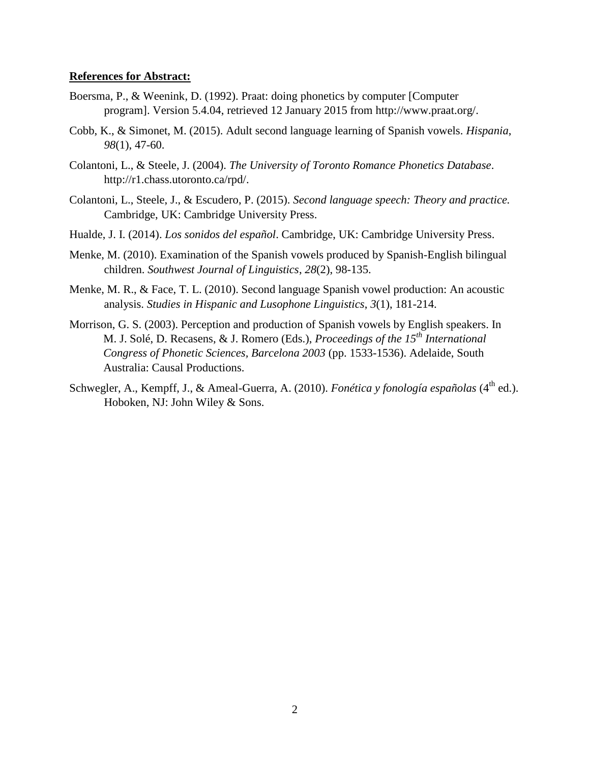**References for Abstract:**

Boersma, P., & Weenink, D. (1992). Praat: doing phonetics by computer [Computer program]. Version 5.4.04, retrieved 12 January 2015 from http://www.praat.org/.

Cobb, K., & Simonet, M. (2015). Adult second language learning of Spanish vowels. *Hispania*, *98*(1), 47-60.

Colantoni, L., & Steele, J. (2004). *The University of Toronto Romance Phonetics Database*. http://r1.chass.utoronto.ca/rpd/.

Colantoni, L., Steele, J., & Escudero, P. (2015). *Second language speech: Theory and practice.* Cambridge, UK: Cambridge University Press.

Hualde, J. I. (2014). *Los sonidos del español*. Cambridge, UK: Cambridge University Press.

Menke, M. (2010). Examination of the Spanish vowels produced by Spanish-English bilingual children. *Southwest Journal of Linguistics*, *28*(2), 98-135.

Menke, M. R., & Face, T. L. (2010). Second language Spanish vowel production: An acoustic analysis. *Studies in Hispanic and Lusophone Linguistics*, *3*(1), 181-214.

Morrison, G. S. (2003). Perception and production of Spanish vowels by English speakers. In M. J. Solé, D. Recasens, & J. Romero (Eds.), *Proceedings of the 15th International Congress of Phonetic Sciences, Barcelona 2003* (pp. 1533-1536). Adelaide, South Australia: Causal Productions.

Schwegler, A., Kempff, J., & Ameal-Guerra, A. (2010). *Fonética y fonología españolas* (4th ed.). Hoboken, NJ: John Wiley & Sons.